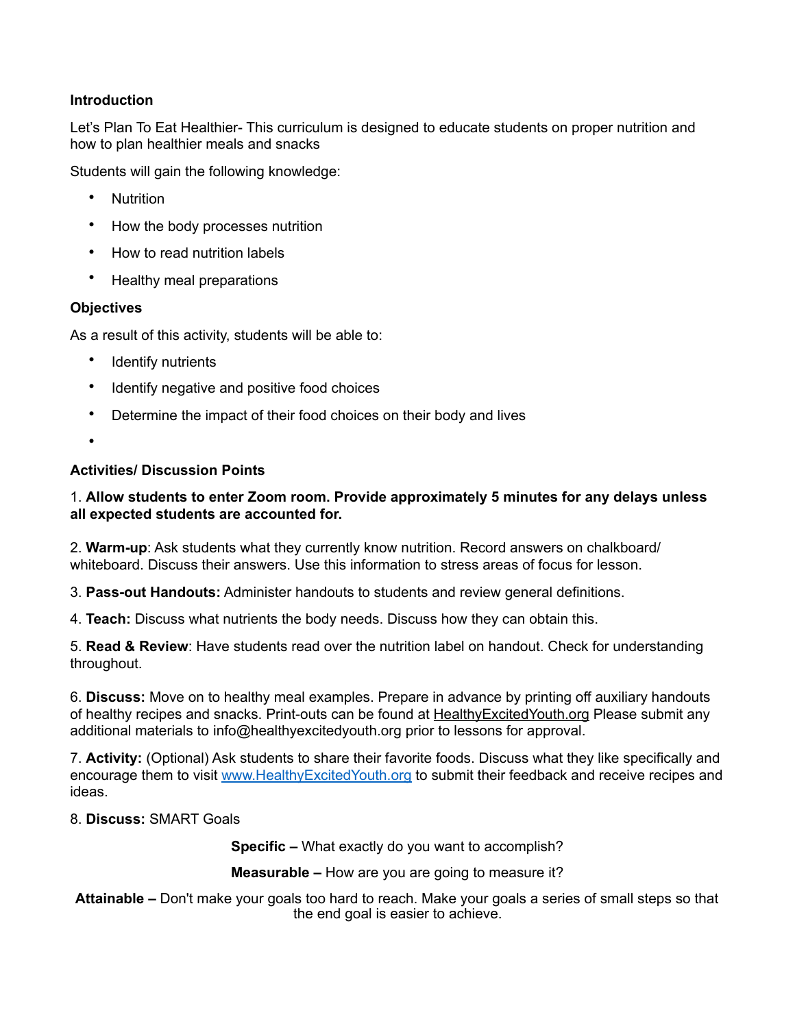**Introduction**

Let's Plan To Eat Healthier- This curriculum is designed to educate students on proper nutrition and how to plan healthier meals and snacks

Students will gain the following knowledge:

- Nutrition
- How the body processes nutrition
- How to read nutrition labels
- Healthy meal preparations

**Objectives**

As a result of this activity, students will be able to:

- Identify nutrients
- Identify negative and positive food choices
- Determine the impact of their food choices on their body and lives
-

**Activities/ Discussion Points**

1. **Allow students to enter Zoom room. Provide approximately 5 minutes for any delays unless all expected students are accounted for.**

2. **Warm-up**: Ask students what they currently know nutrition. Record answers on chalkboard/ whiteboard. Discuss their answers. Use this information to stress areas of focus for lesson.

3. **Pass-out Handouts:** Administer handouts to students and review general definitions.

4. **Teach:** Discuss what nutrients the body needs. Discuss how they can obtain this.

5. **Read & Review**: Have students read over the nutrition label on handout. Check for understanding throughout.

6. **Discuss:** Move on to healthy meal examples. Prepare in advance by printing off auxiliary handouts of healthy recipes and snacks. Print-outs can be found at HealthyExcitedYouth.org Please submit any additional materials to info@healthyexcitedyouth.org prior to lessons for approval.

7. **Activity:** (Optional) Ask students to share their favorite foods. Discuss what they like specifically and encourage them to visit www.HealthyExcitedYouth.org to submit their feedback and receive recipes and ideas.

8. **Discuss:** SMART Goals

**Specific –** What exactly do you want to accomplish?

**Measurable –** How are you are going to measure it?

**Attainable –** Don't make your goals too hard to reach. Make your goals a series of small steps so that the end goal is easier to achieve.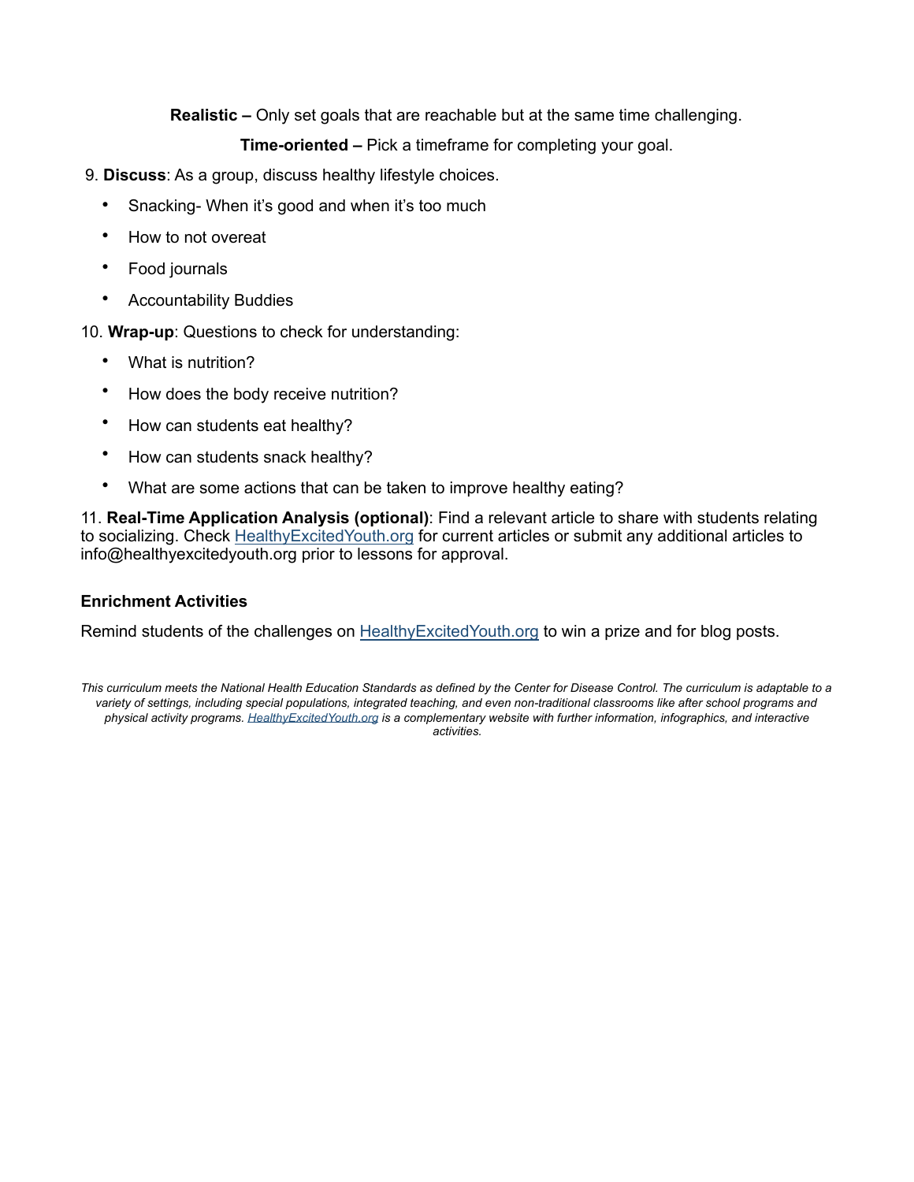**Realistic –** Only set goals that are reachable but at the same time challenging.

**Time-oriented –** Pick a timeframe for completing your goal.

9. **Discuss**: As a group, discuss healthy lifestyle choices.
   - Snacking- When it's good and when it's too much
   - How to not overeat
   - Food journals
   - Accountability Buddies

10. **Wrap-up**: Questions to check for understanding:
   - What is nutrition?
   - How does the body receive nutrition?
   - How can students eat healthy?
   - How can students snack healthy?
   - What are some actions that can be taken to improve healthy eating?

11. **Real-Time Application Analysis (optional)**: Find a relevant article to share with students relating to socializing. Check HealthyExcitedYouth.org for current articles or submit any additional articles to info@healthyexcitedyouth.org prior to lessons for approval.

**Enrichment Activities**

Remind students of the challenges on HealthyExcitedYouth.org to win a prize and for blog posts.

*This curriculum meets the National Health Education Standards as defined by the Center for Disease Control. The curriculum is adaptable to a variety of settings, including special populations, integrated teaching, and even non-traditional classrooms like after school programs and physical activity programs. HealthyExcitedYouth.org is a complementary website with further information, infographics, and interactive activities.*